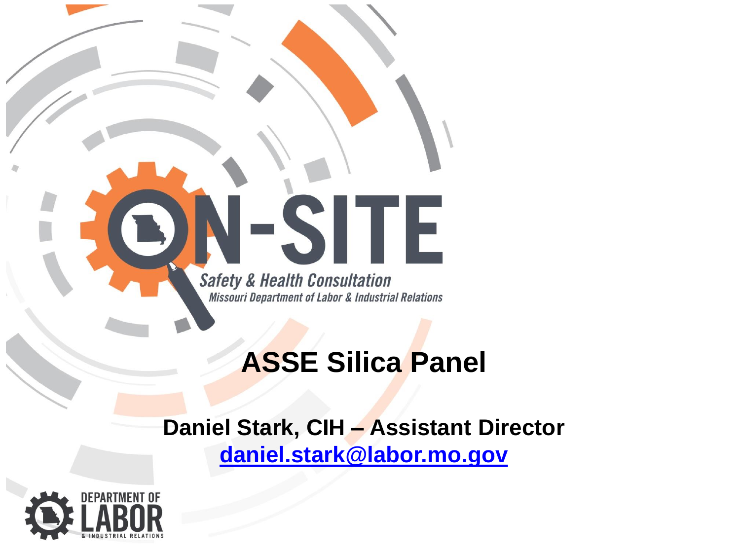ON-SITE

Safety & Health Consultation

Missouri Department of Labor & Industrial Relations

# ASSE Silica Panel

**Daniel Stark, CIH – Assistant Director**

**daniel.stark@labor.mo.gov**

DEPARTMENT OF LABOR & INDUSTRIAL RELATIONS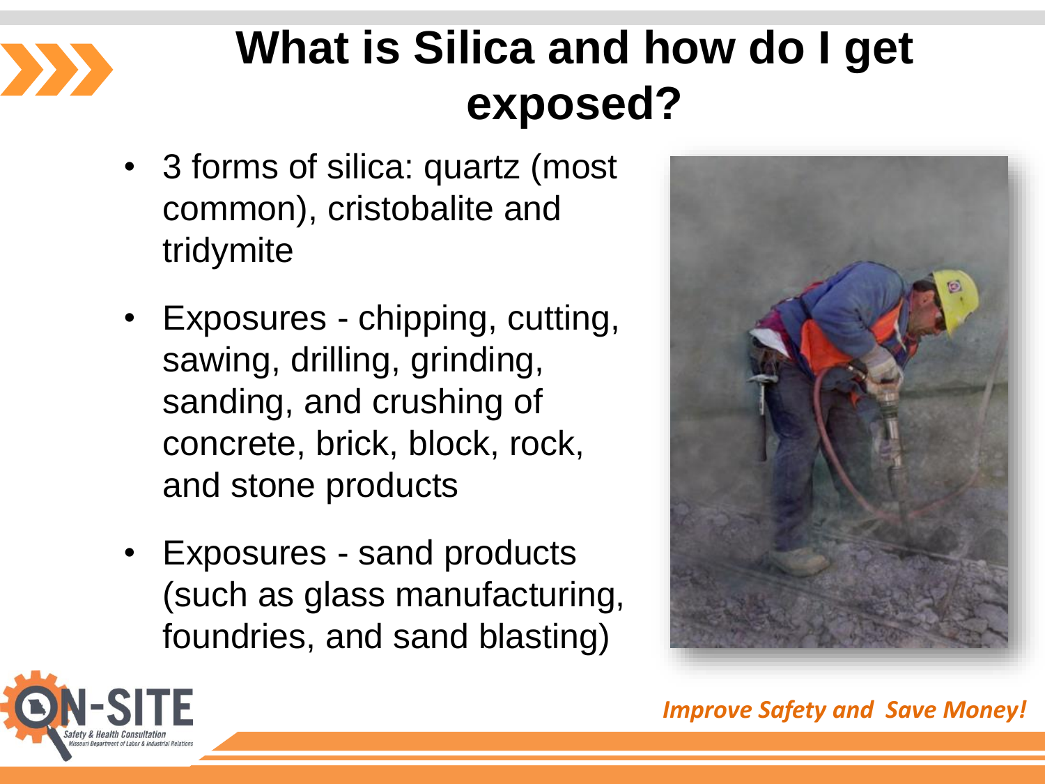# What is Silica and how do I get exposed?

- 3 forms of silica: quartz (most common), cristobalite and tridymite
- Exposures - chipping, cutting, sawing, drilling, grinding, sanding, and crushing of concrete, brick, block, rock, and stone products
- Exposures - sand products (such as glass manufacturing, foundries, and sand blasting)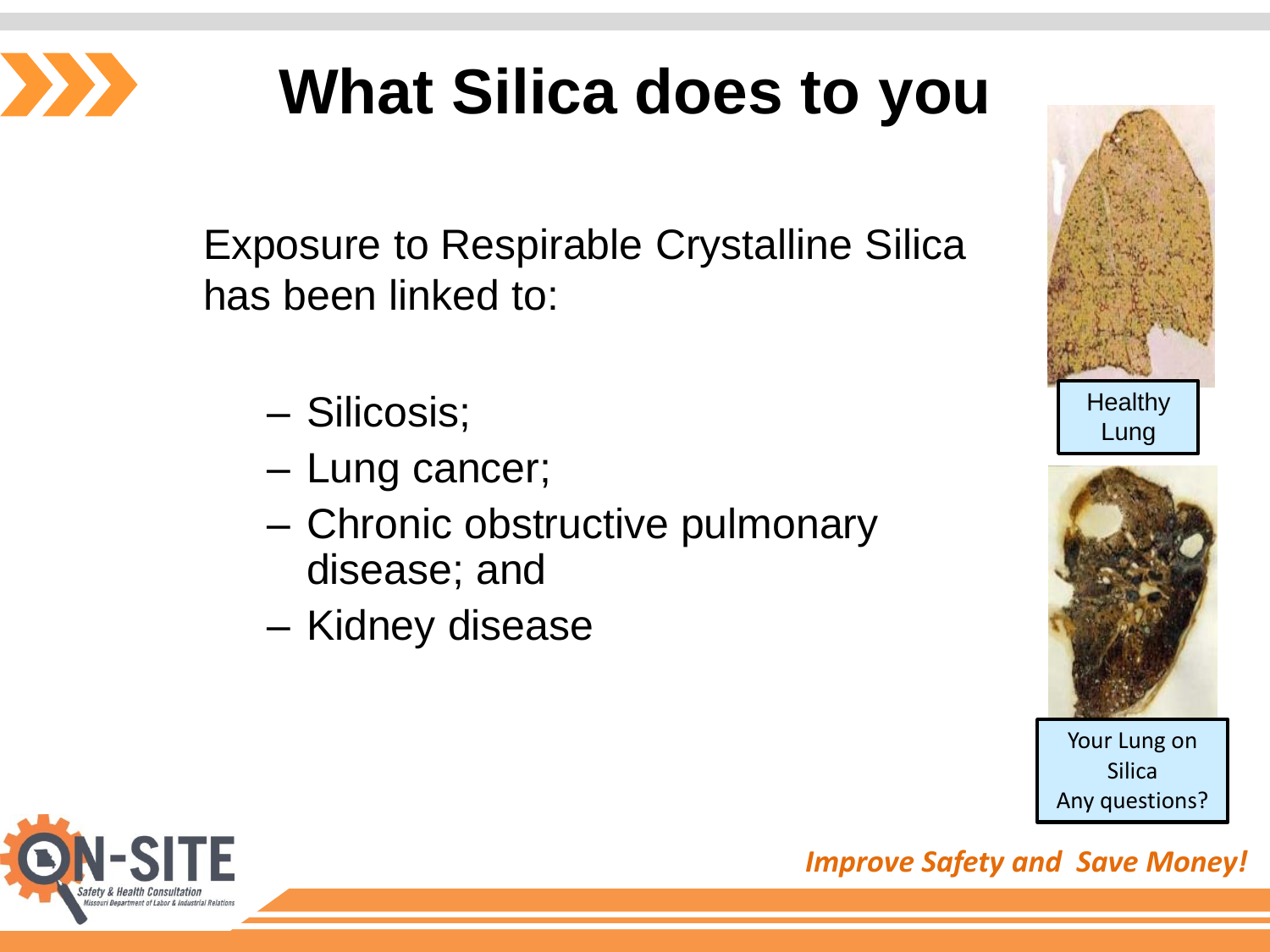# What Silica does to you

Exposure to Respirable Crystalline Silica has been linked to:

- Silicosis;
- Lung cancer;
- Chronic obstructive pulmonary disease; and
- Kidney disease

Healthy Lung

Your Lung on Silica
Any questions?

*Improve Safety and Save Money!*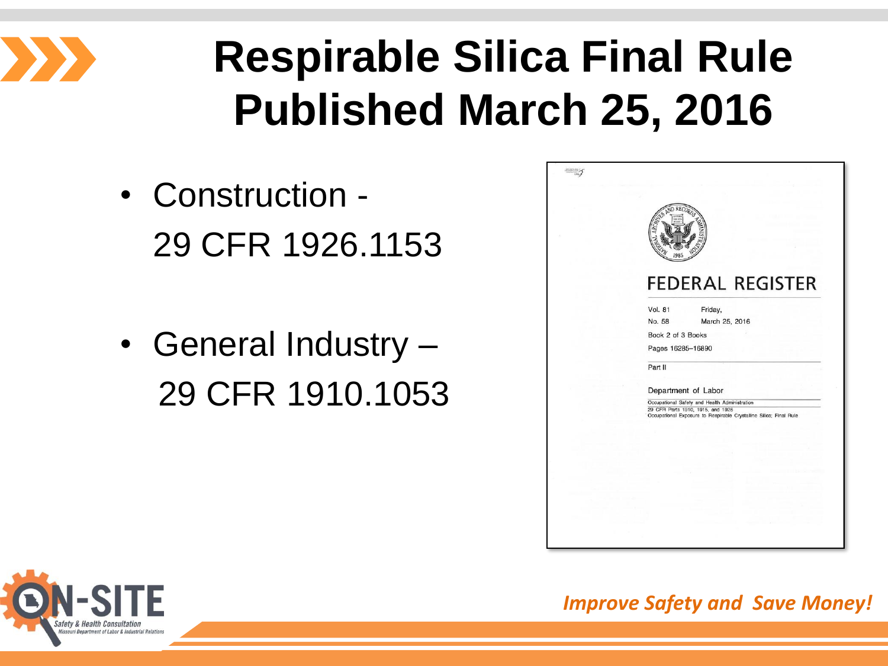# Respirable Silica Final Rule Published March 25, 2016

- Construction - 29 CFR 1926.1153
- General Industry – 29 CFR 1910.1053

FEDERAL REGISTER

Vol. 81 No. 58
Friday, March 25, 2016

Book 2 of 3 Books

Pages 16285–16890

Part II

Department of Labor

Occupational Safety and Health Administration

29 CFR Parts 1910, 1915, and 1926

Occupational Exposure to Respirable Crystalline Silica; Final Rule

*Improve Safety and Save Money!*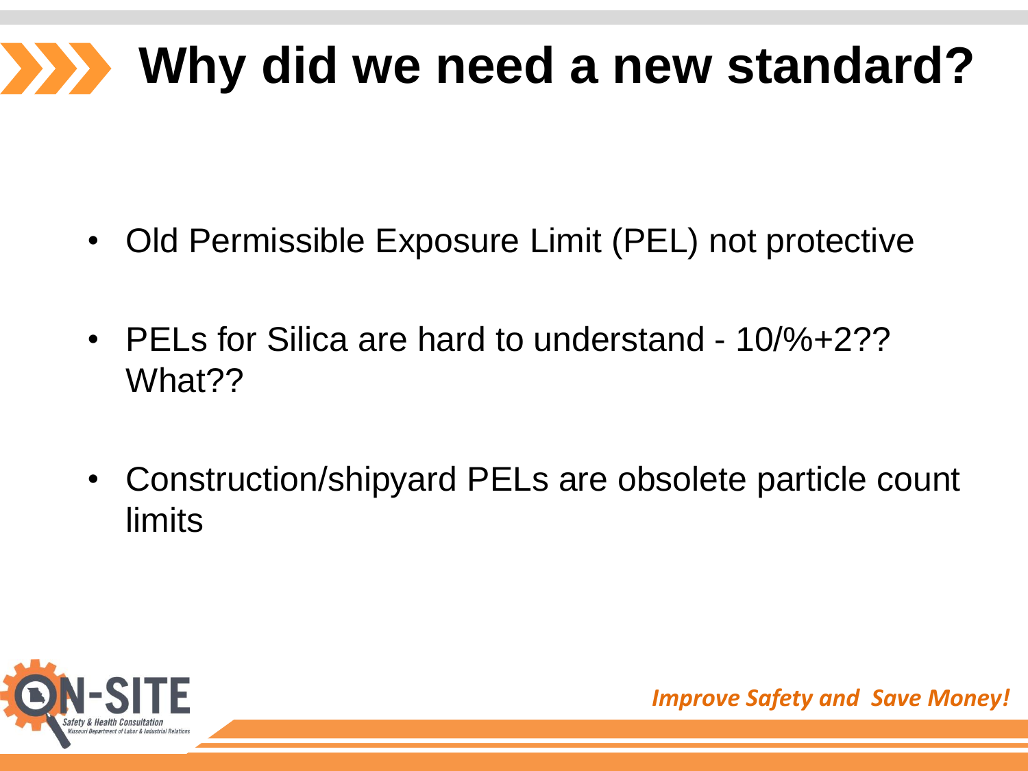# Why did we need a new standard?

- Old Permissible Exposure Limit (PEL) not protective
- PELs for Silica are hard to understand - 10/%+2?? What??
- Construction/shipyard PELs are obsolete particle count limits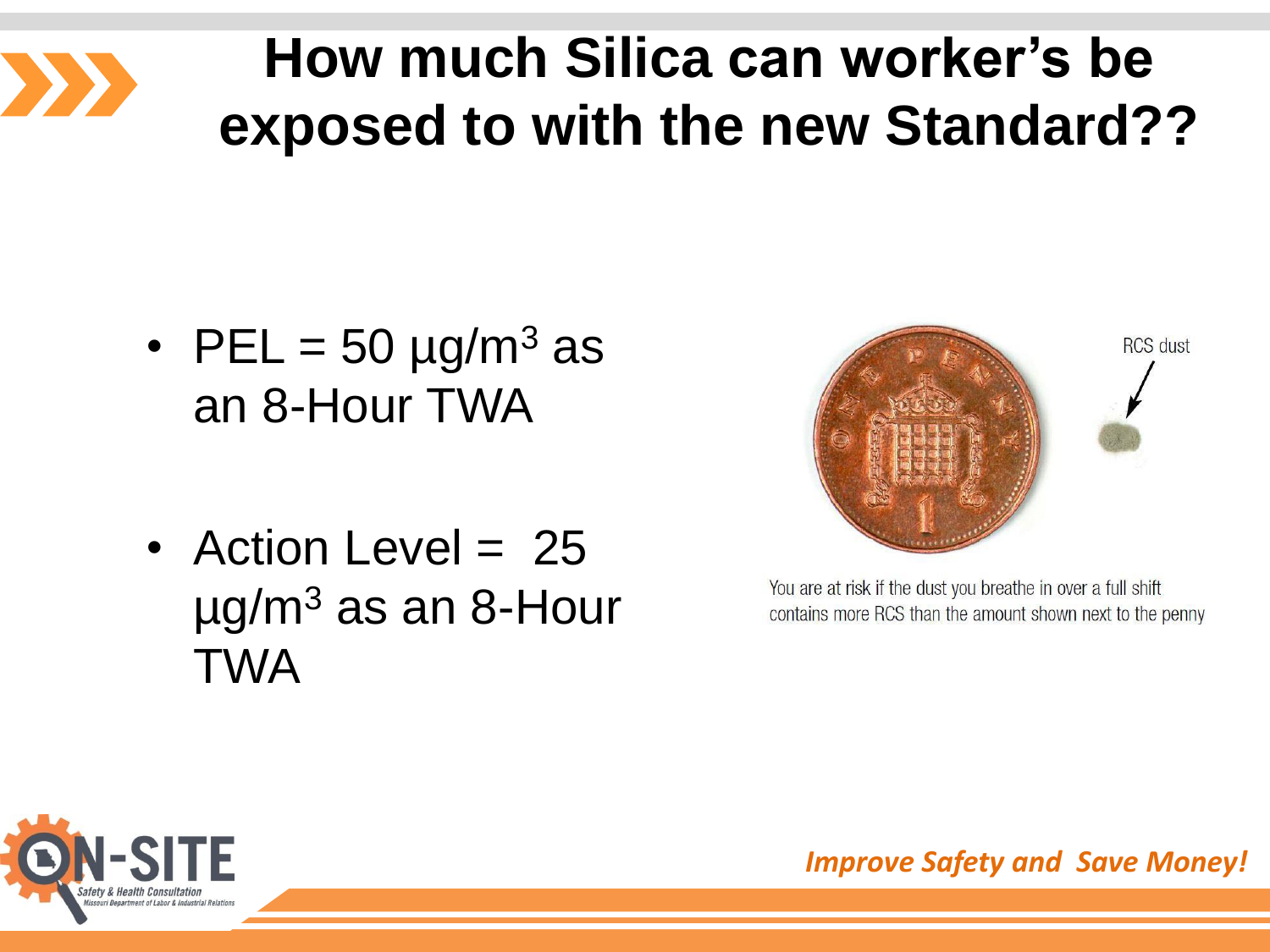# How much Silica can worker's be exposed to with the new Standard??

- PEL = 50 µg/m$^3$ as an 8-Hour TWA
- Action Level = 25 µg/m$^3$ as an 8-Hour TWA

RCS dust

You are at risk if the dust you breathe in over a full shift contains more RCS than the amount shown next to the penny

*Improve Safety and Save Money!*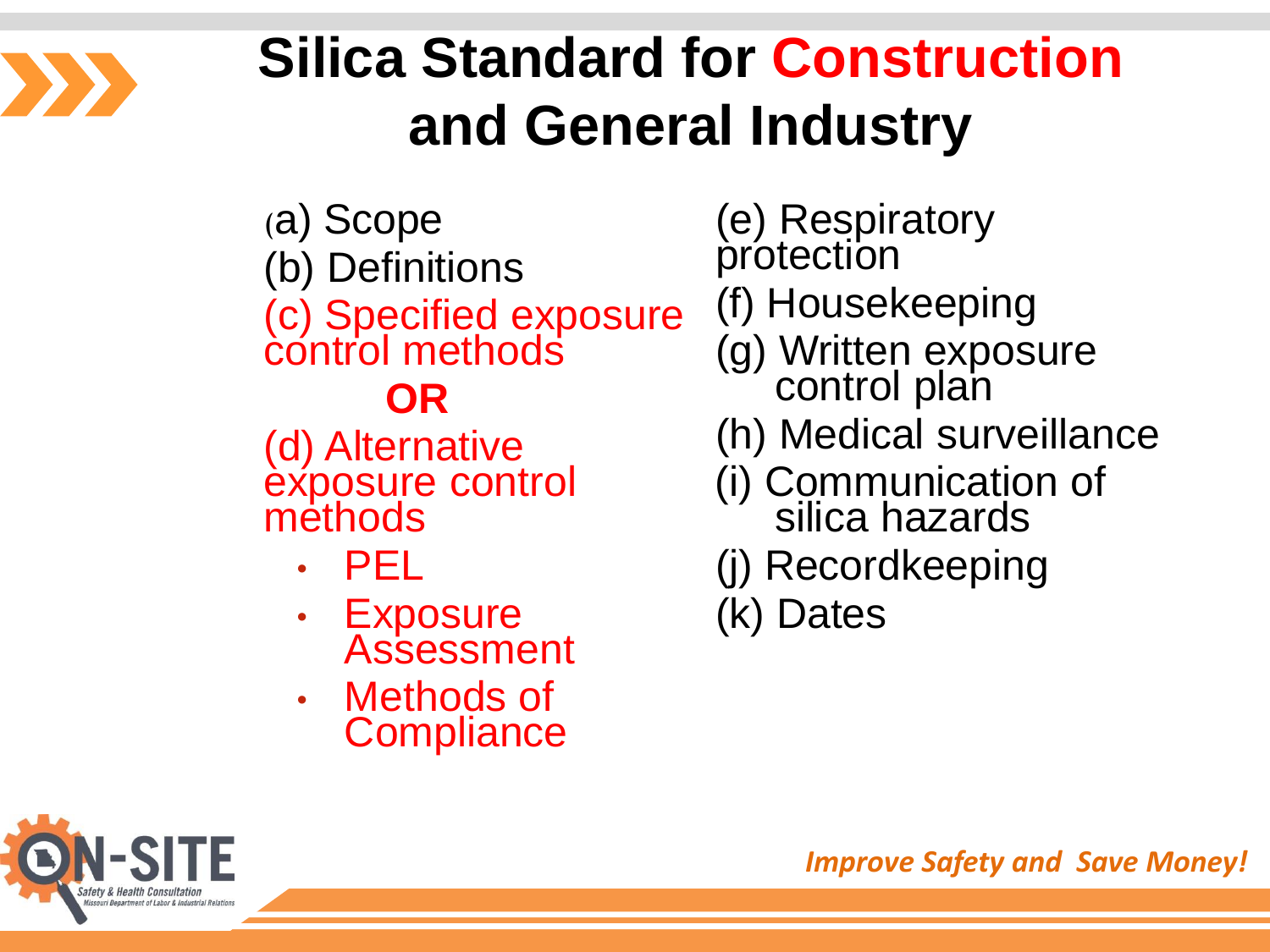# Silica Standard for Construction and General Industry

(a) Scope
(b) Definitions
(c) Specified exposure control methods

**OR**

(d) Alternative exposure control methods

- PEL
- Exposure Assessment
- Methods of Compliance

(e) Respiratory protection
(f) Housekeeping
(g) Written exposure control plan
(h) Medical surveillance
(i) Communication of silica hazards
(j) Recordkeeping
(k) Dates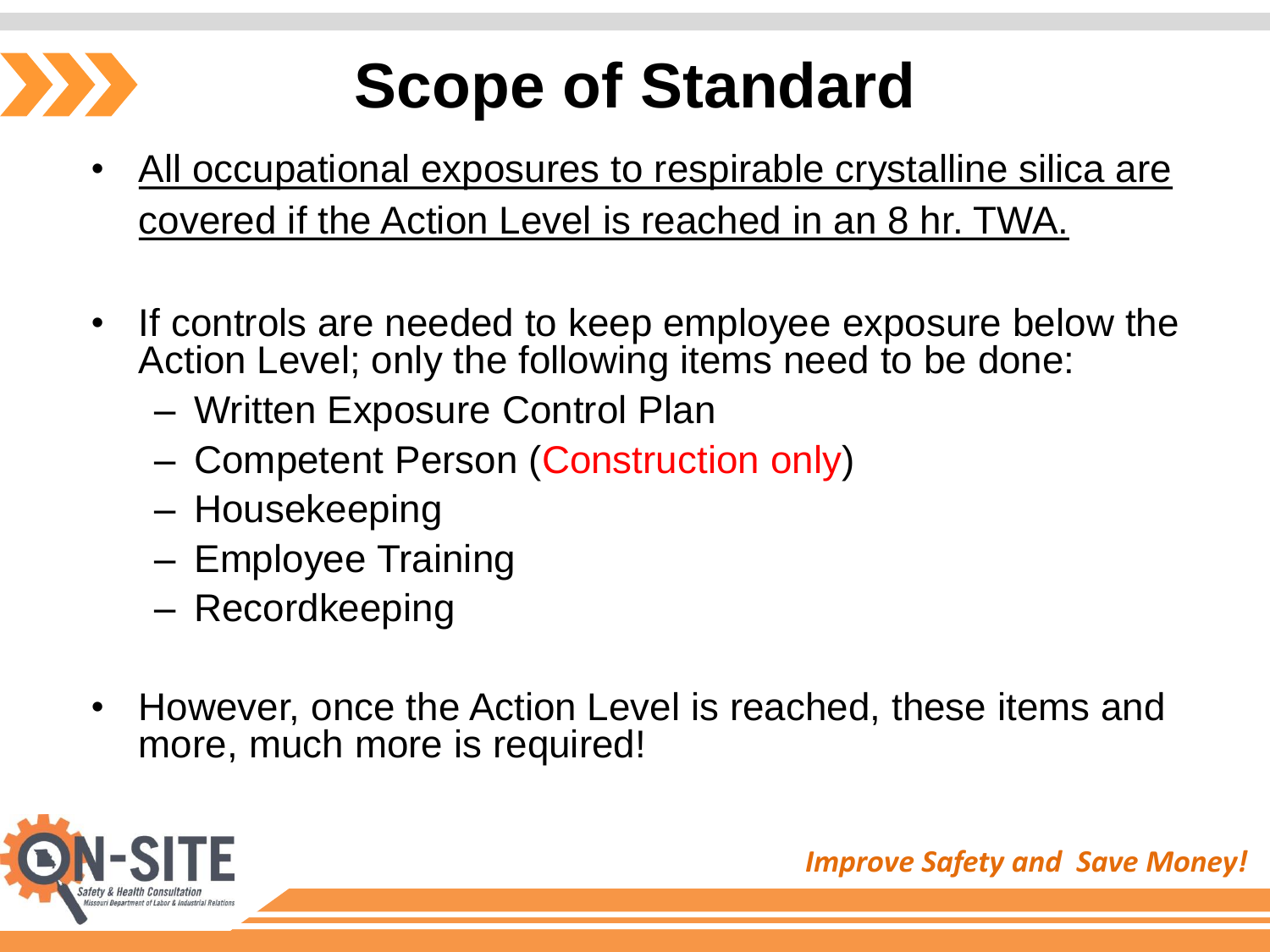# Scope of Standard

- <u>All occupational exposures to respirable crystalline silica are covered if the Action Level is reached in an 8 hr. TWA.</u>

- If controls are needed to keep employee exposure below the Action Level; only the following items need to be done:
  - Written Exposure Control Plan
  - Competent Person (Construction only)
  - Housekeeping
  - Employee Training
  - Recordkeeping

- However, once the Action Level is reached, these items and more, much more is required!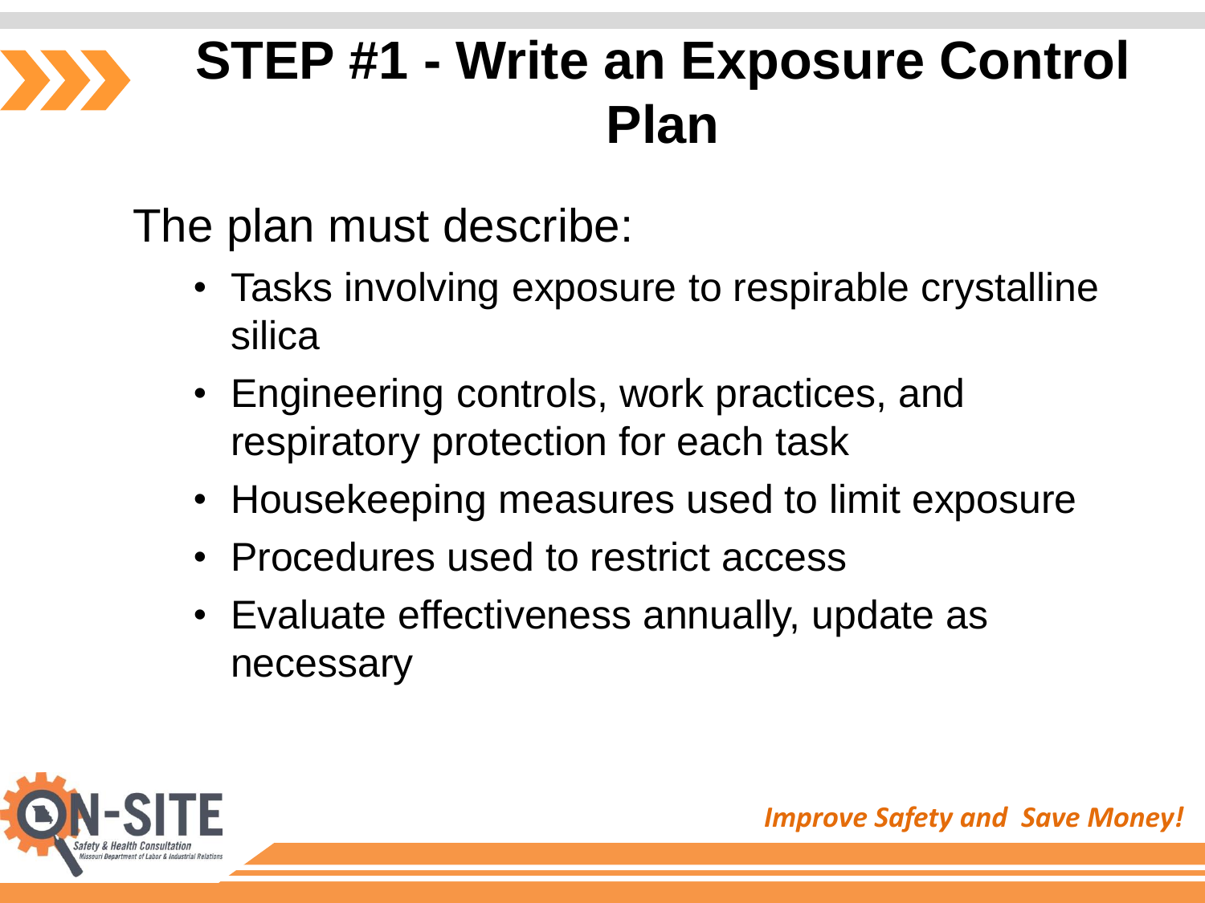# STEP #1 - Write an Exposure Control Plan

The plan must describe:

- Tasks involving exposure to respirable crystalline silica
- Engineering controls, work practices, and respiratory protection for each task
- Housekeeping measures used to limit exposure
- Procedures used to restrict access
- Evaluate effectiveness annually, update as necessary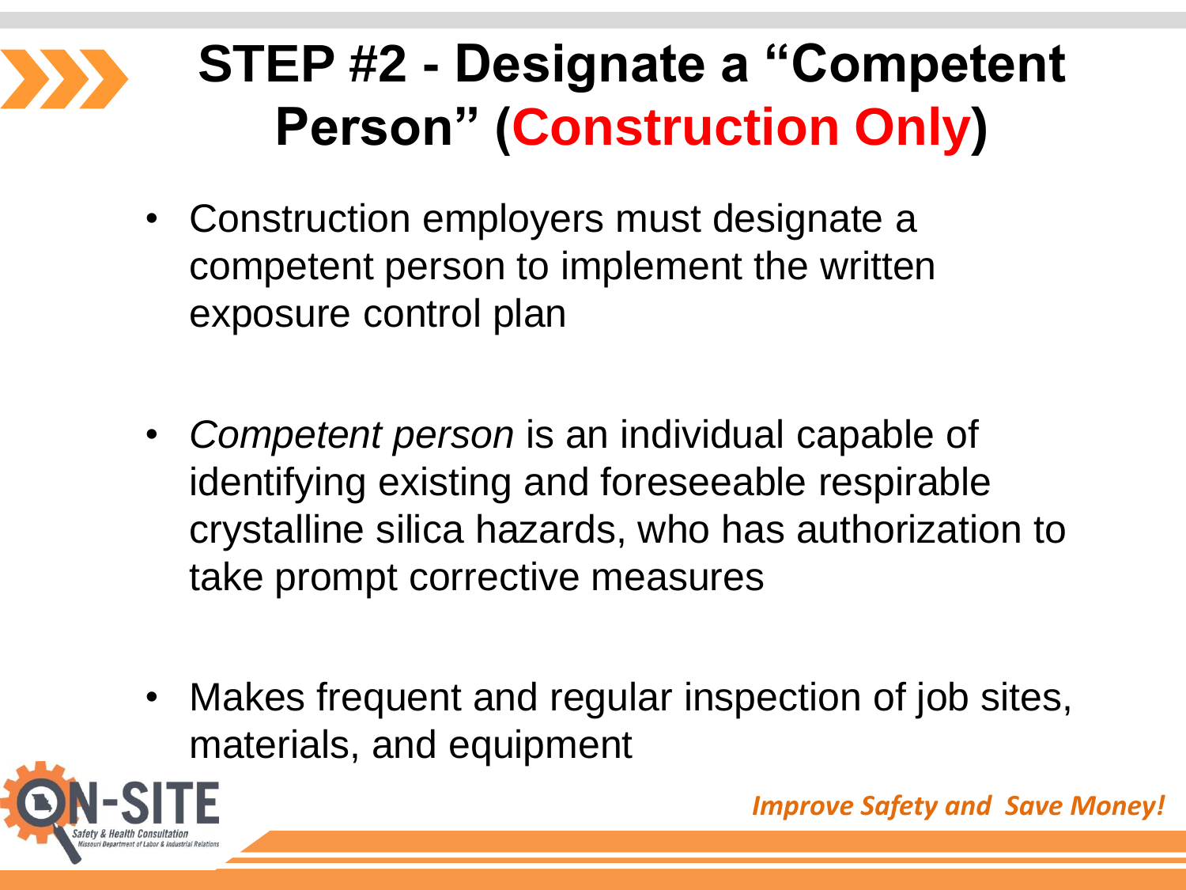# STEP #2 - Designate a "Competent Person" (Construction Only)

- Construction employers must designate a competent person to implement the written exposure control plan
- *Competent person* is an individual capable of identifying existing and foreseeable respirable crystalline silica hazards, who has authorization to take prompt corrective measures
- Makes frequent and regular inspection of job sites, materials, and equipment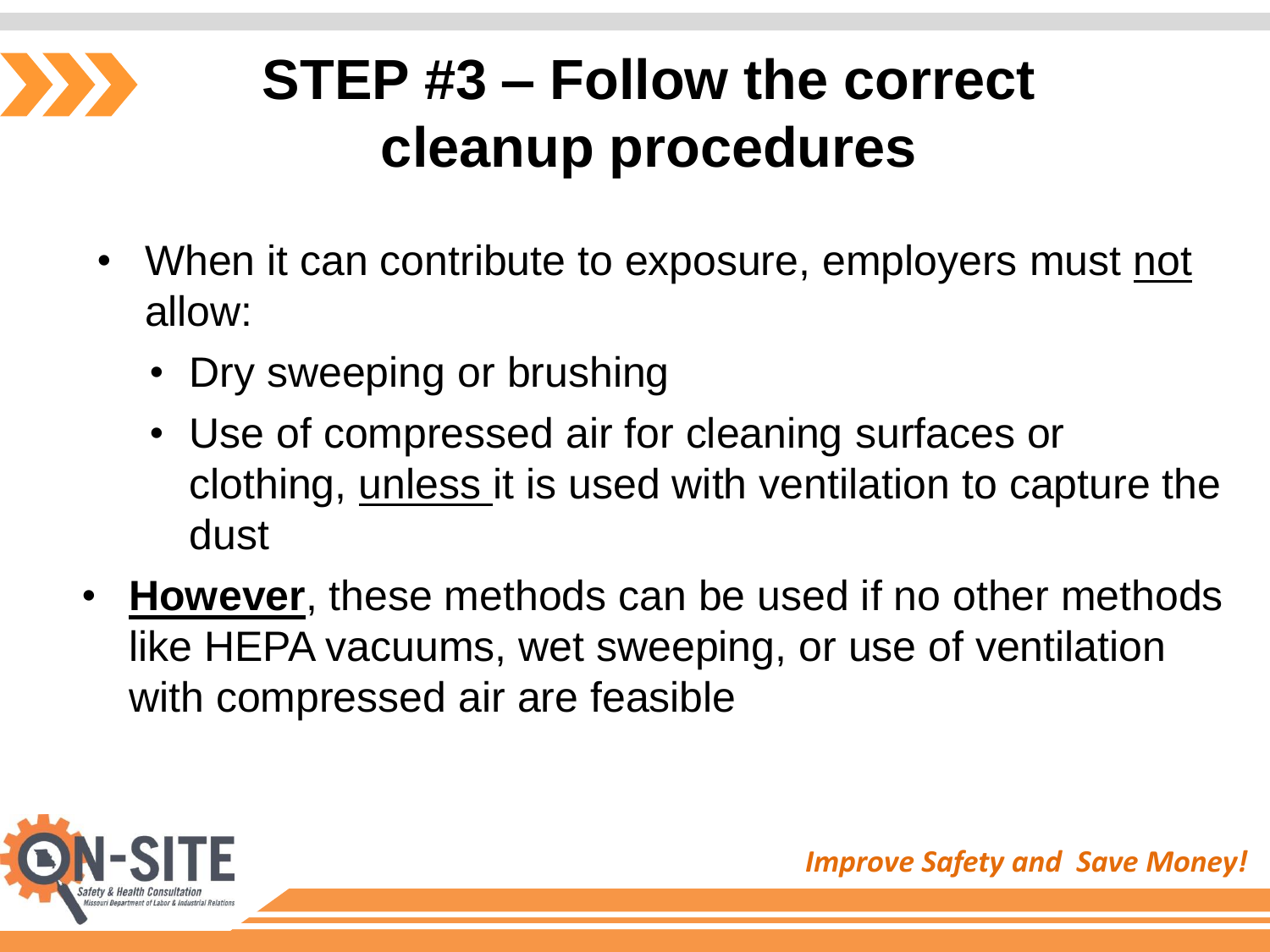# STEP #3 – Follow the correct cleanup procedures

- When it can contribute to exposure, employers must not allow:
  - Dry sweeping or brushing
  - Use of compressed air for cleaning surfaces or clothing, unless it is used with ventilation to capture the dust
- **However**, these methods can be used if no other methods like HEPA vacuums, wet sweeping, or use of ventilation with compressed air are feasible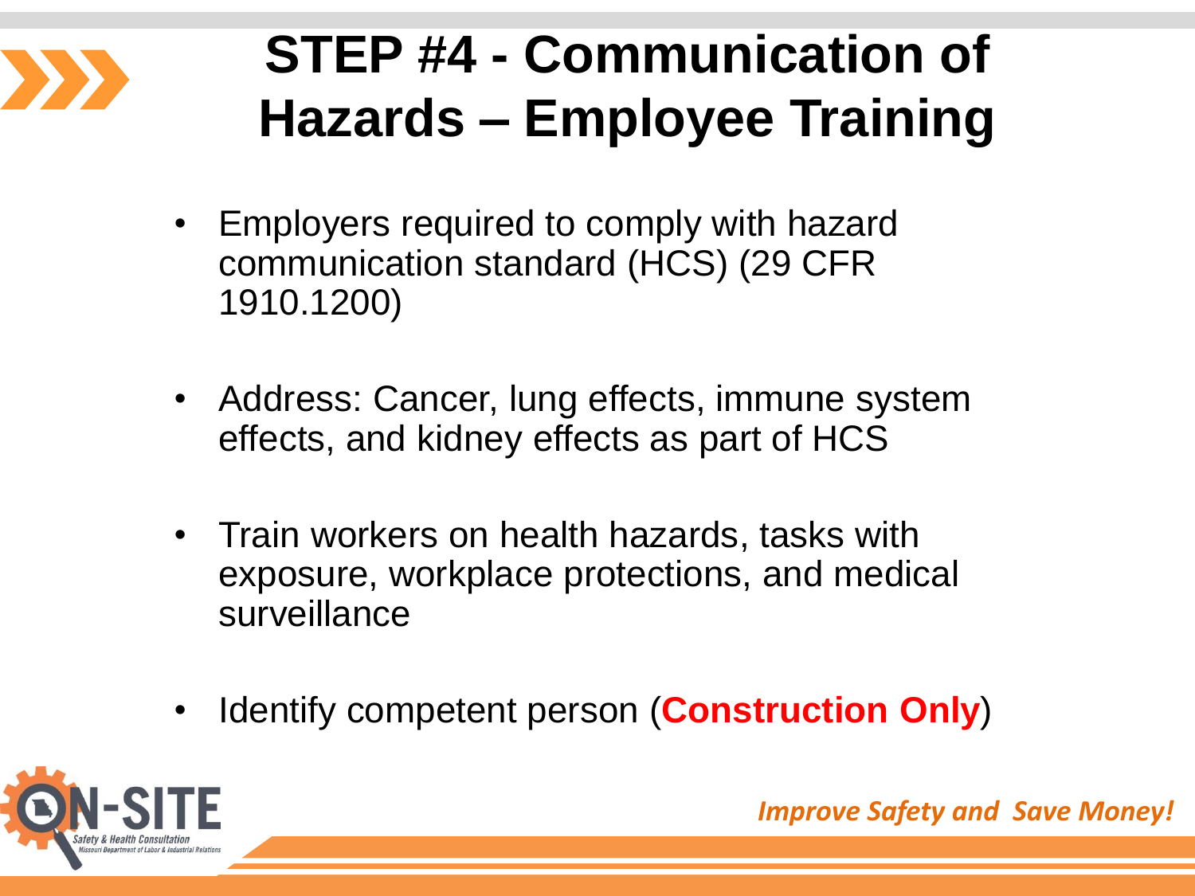# STEP #4 - Communication of Hazards – Employee Training

- Employers required to comply with hazard communication standard (HCS) (29 CFR 1910.1200)
- Address: Cancer, lung effects, immune system effects, and kidney effects as part of HCS
- Train workers on health hazards, tasks with exposure, workplace protections, and medical surveillance
- Identify competent person (**Construction Only**)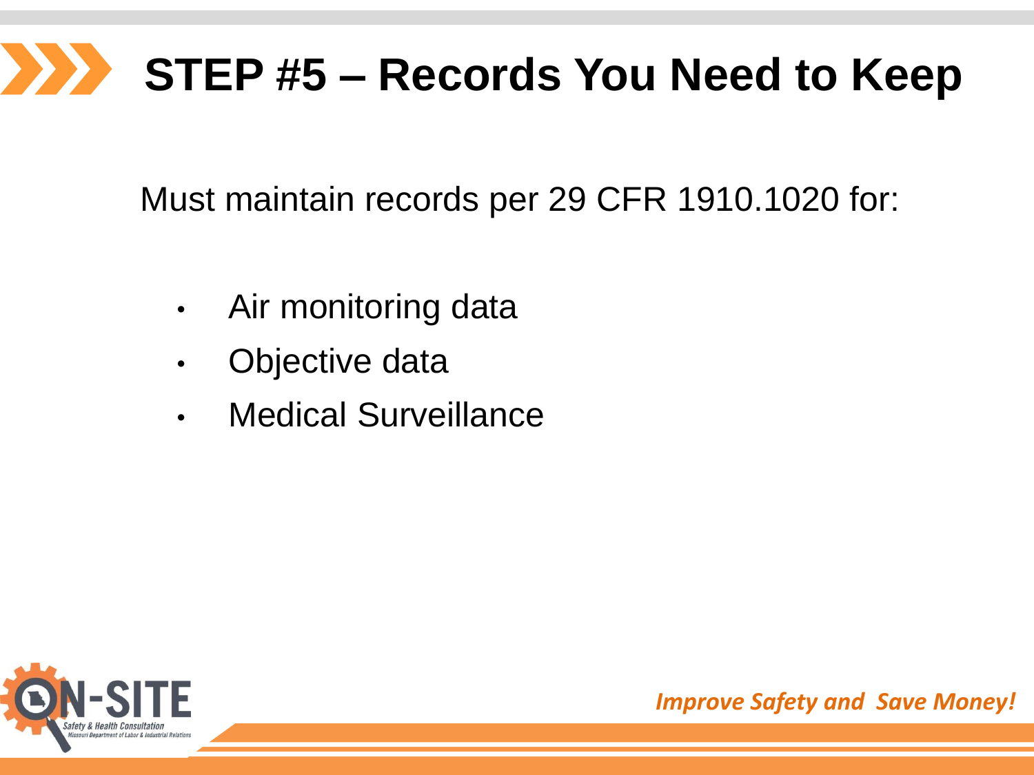# STEP #5 – Records You Need to Keep

Must maintain records per 29 CFR 1910.1020 for:

- Air monitoring data
- Objective data
- Medical Surveillance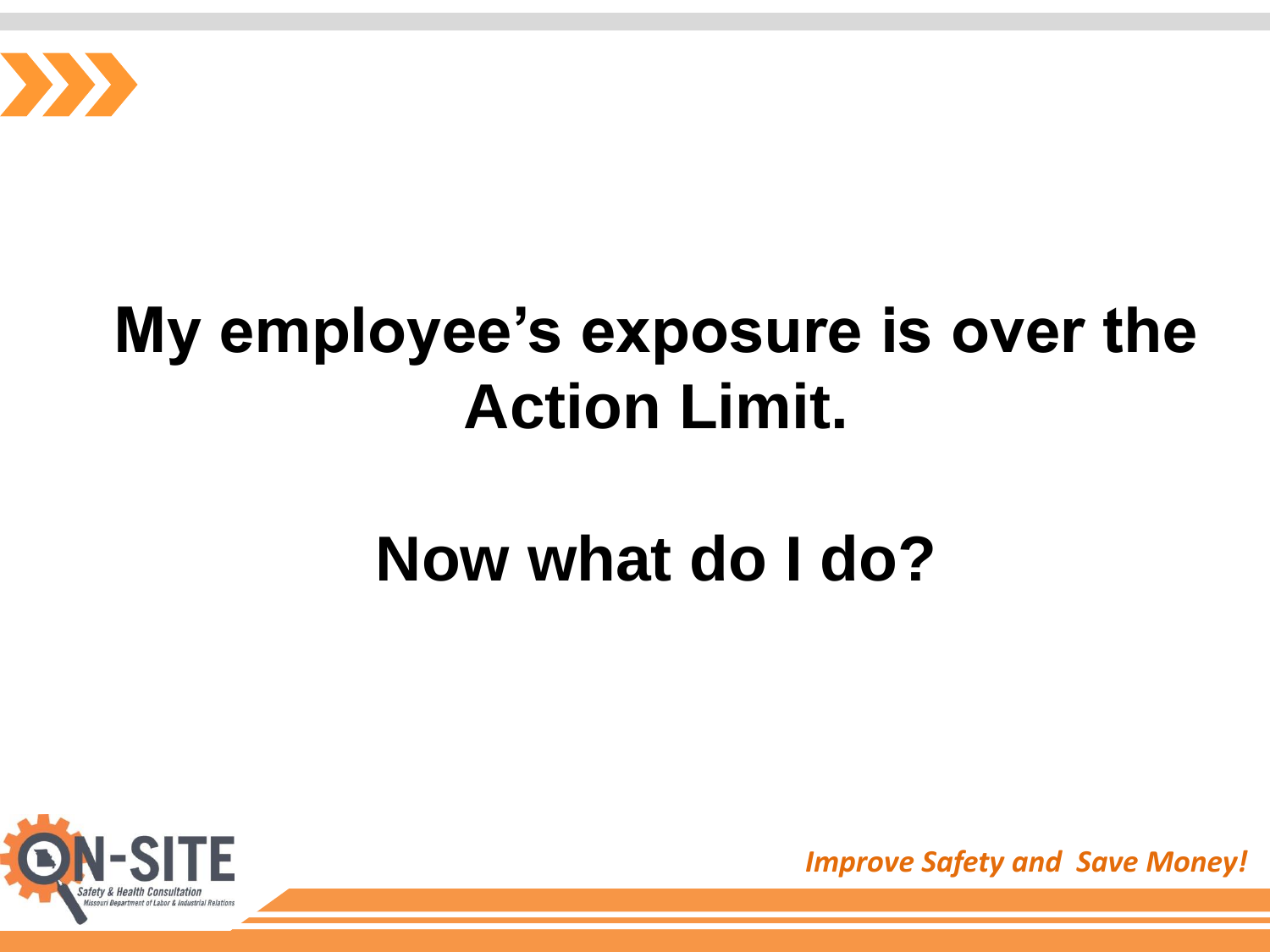# My employee's exposure is over the Action Limit.

# Now what do I do?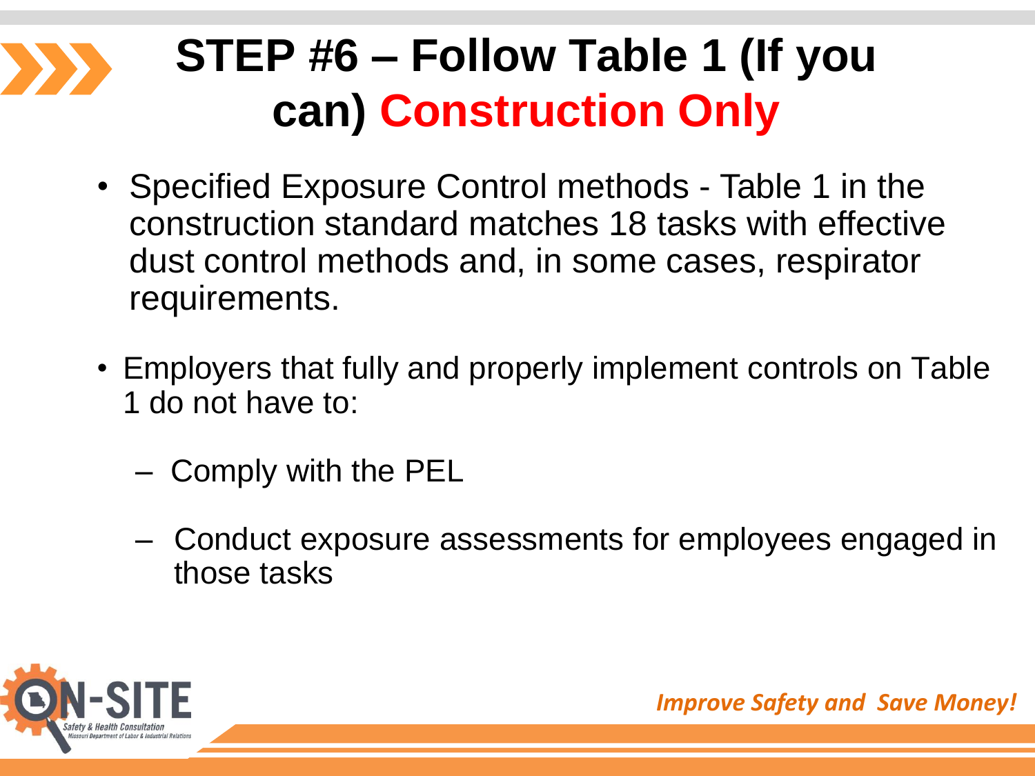# STEP #6 – Follow Table 1 (If you can) Construction Only

- Specified Exposure Control methods - Table 1 in the construction standard matches 18 tasks with effective dust control methods and, in some cases, respirator requirements.
- Employers that fully and properly implement controls on Table 1 do not have to:
  - Comply with the PEL
  - Conduct exposure assessments for employees engaged in those tasks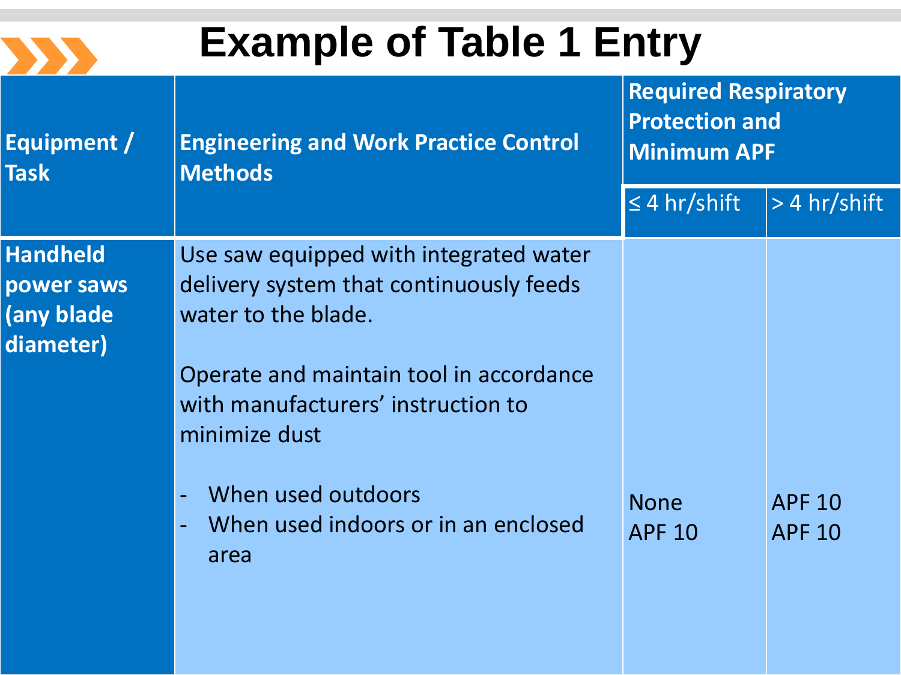# Example of Table 1 Entry

| Equipment / Task | Engineering and Work Practice Control Methods | Required Respiratory Protection and Minimum APF | |
|---|---|---|---|
| | | ≤ 4 hr/shift | > 4 hr/shift |
| **Handheld power saws (any blade diameter)** | Use saw equipped with integrated water delivery system that continuously feeds water to the blade.<br><br>Operate and maintain tool in accordance with manufacturers' instruction to minimize dust<br><br>- When used outdoors<br>- When used indoors or in an enclosed area | None<br>APF 10 | APF 10<br>APF 10 |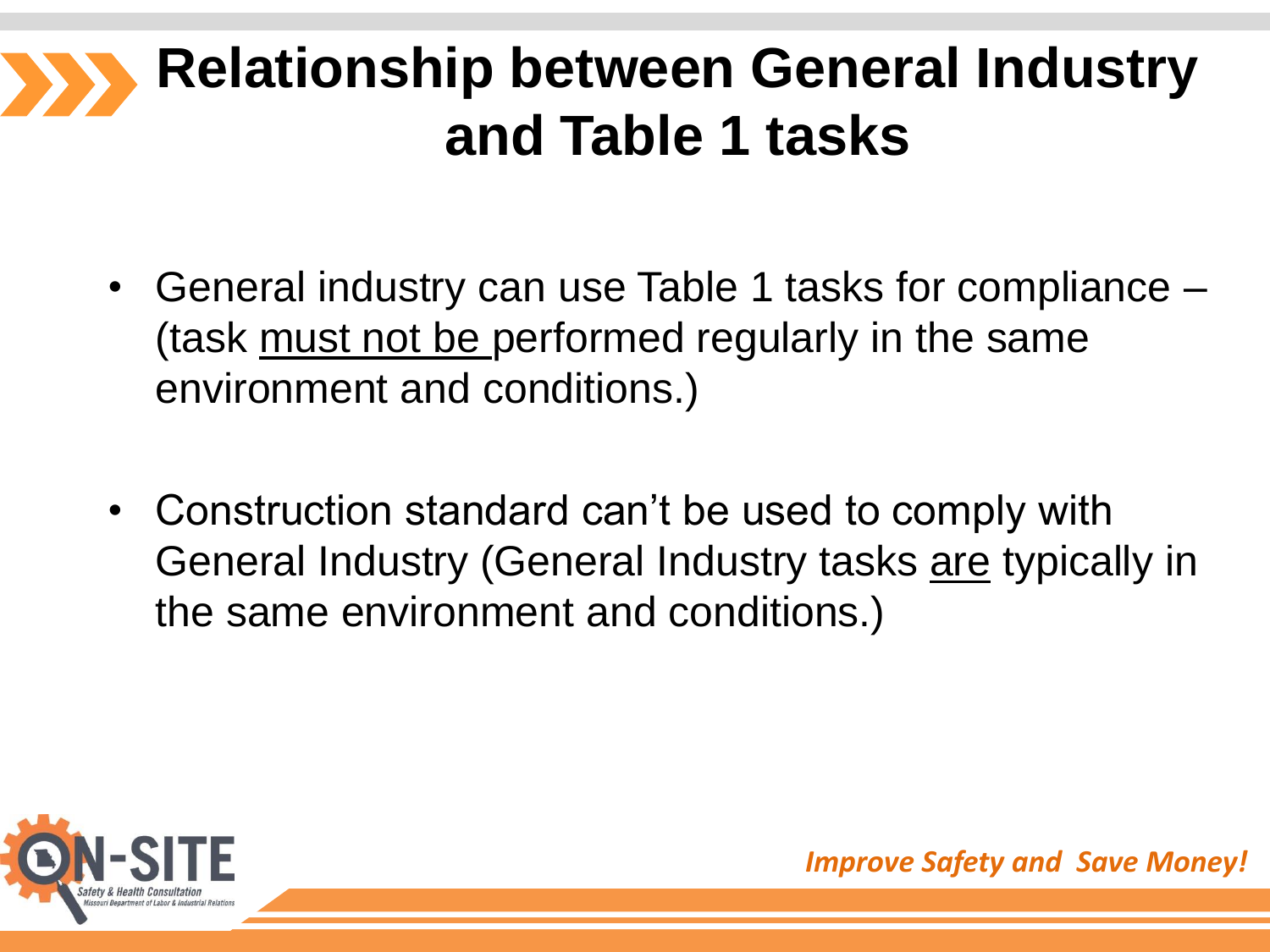# Relationship between General Industry and Table 1 tasks

- General industry can use Table 1 tasks for compliance – (task <u>must not be</u> performed regularly in the same environment and conditions.)

- Construction standard can't be used to comply with General Industry (General Industry tasks <u>are</u> typically in the same environment and conditions.)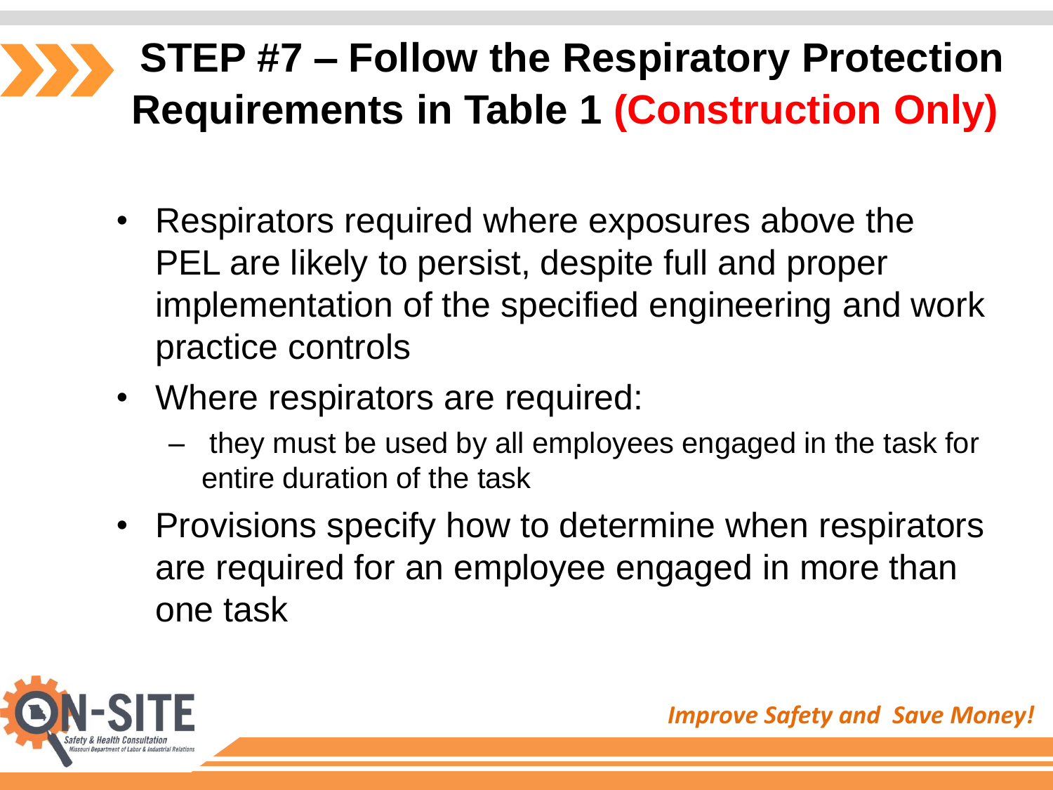# STEP #7 – Follow the Respiratory Protection Requirements in Table 1 **(Construction Only)**

- Respirators required where exposures above the PEL are likely to persist, despite full and proper implementation of the specified engineering and work practice controls
- Where respirators are required:
  - they must be used by all employees engaged in the task for entire duration of the task
- Provisions specify how to determine when respirators are required for an employee engaged in more than one task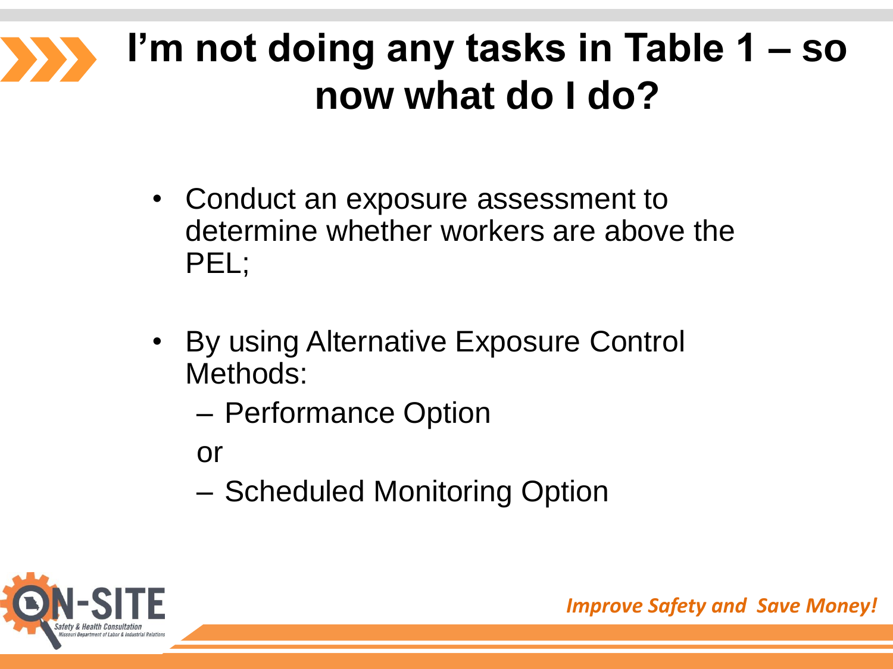# I'm not doing any tasks in Table 1 – so now what do I do?

- Conduct an exposure assessment to determine whether workers are above the PEL;
- By using Alternative Exposure Control Methods:
  - Performance Option

  or

  - Scheduled Monitoring Option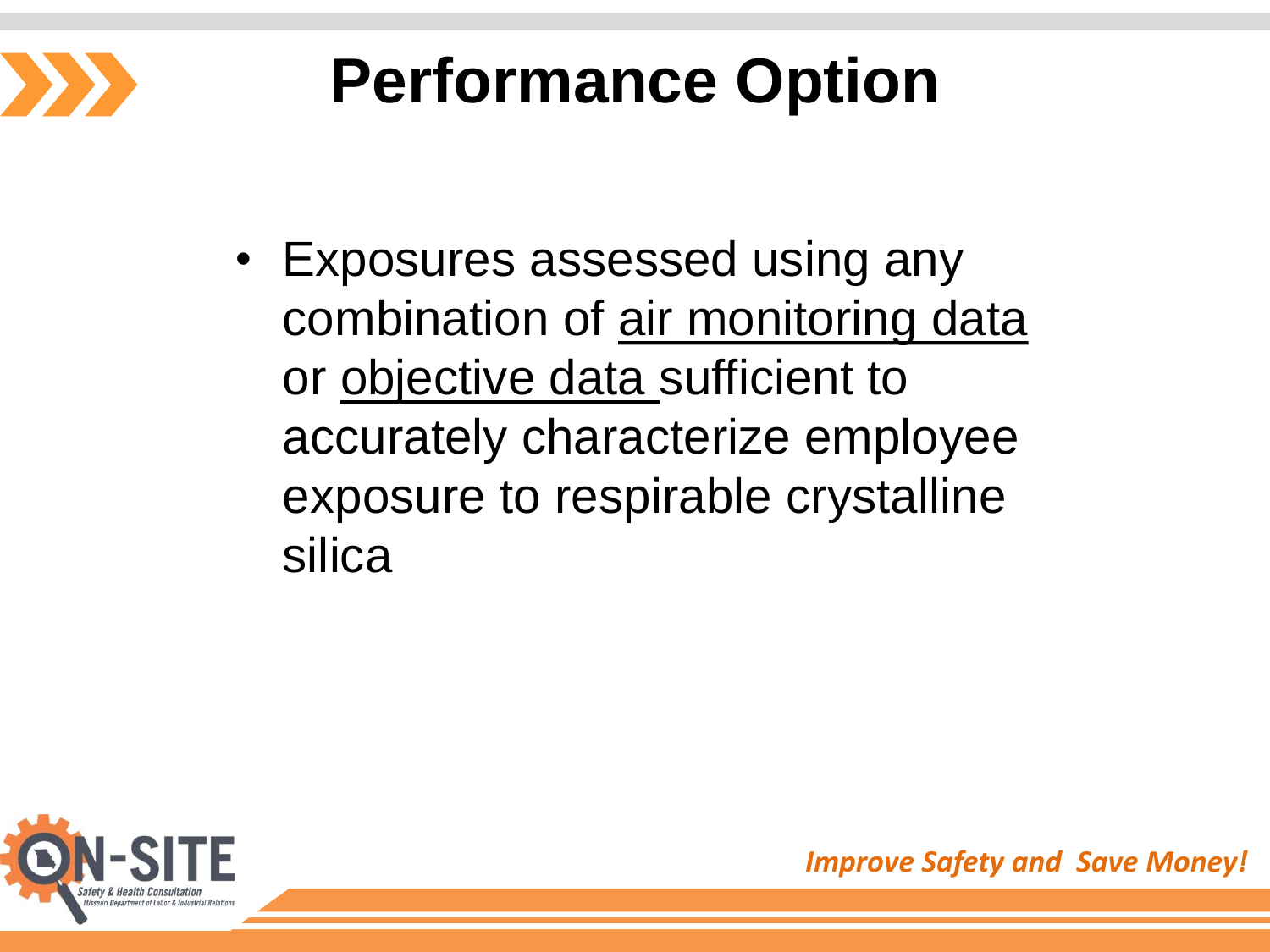# Performance Option

- Exposures assessed using any combination of air monitoring data or objective data sufficient to accurately characterize employee exposure to respirable crystalline silica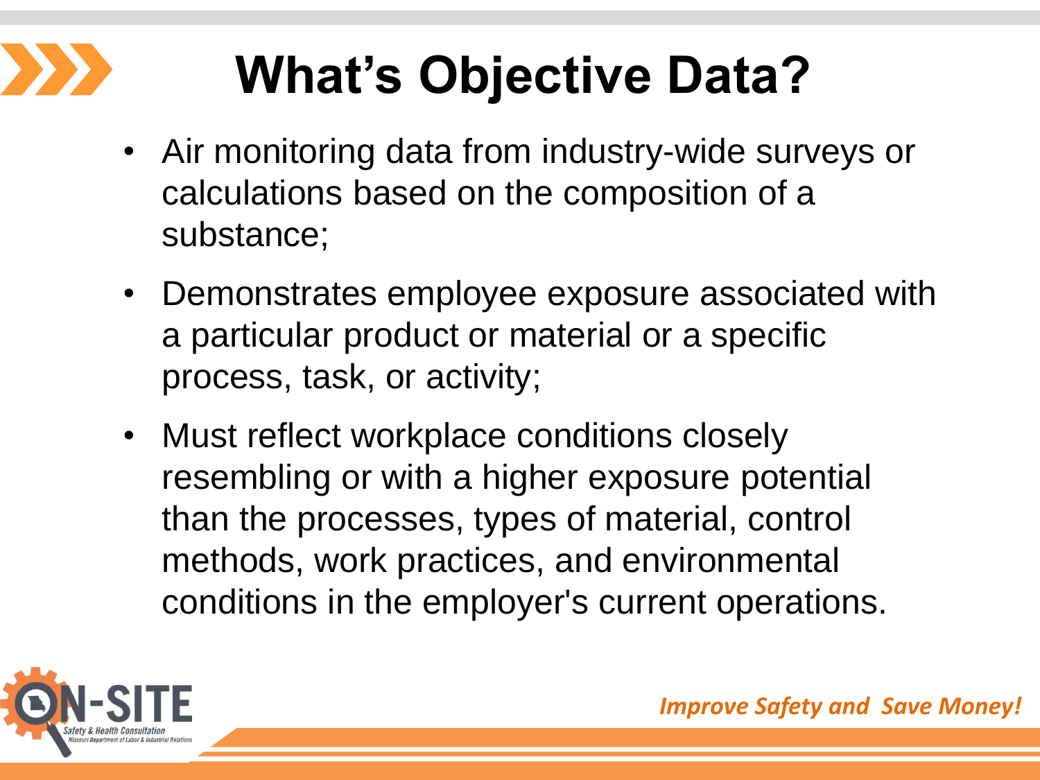# What's Objective Data?

- Air monitoring data from industry-wide surveys or calculations based on the composition of a substance;
- Demonstrates employee exposure associated with a particular product or material or a specific process, task, or activity;
- Must reflect workplace conditions closely resembling or with a higher exposure potential than the processes, types of material, control methods, work practices, and environmental conditions in the employer's current operations.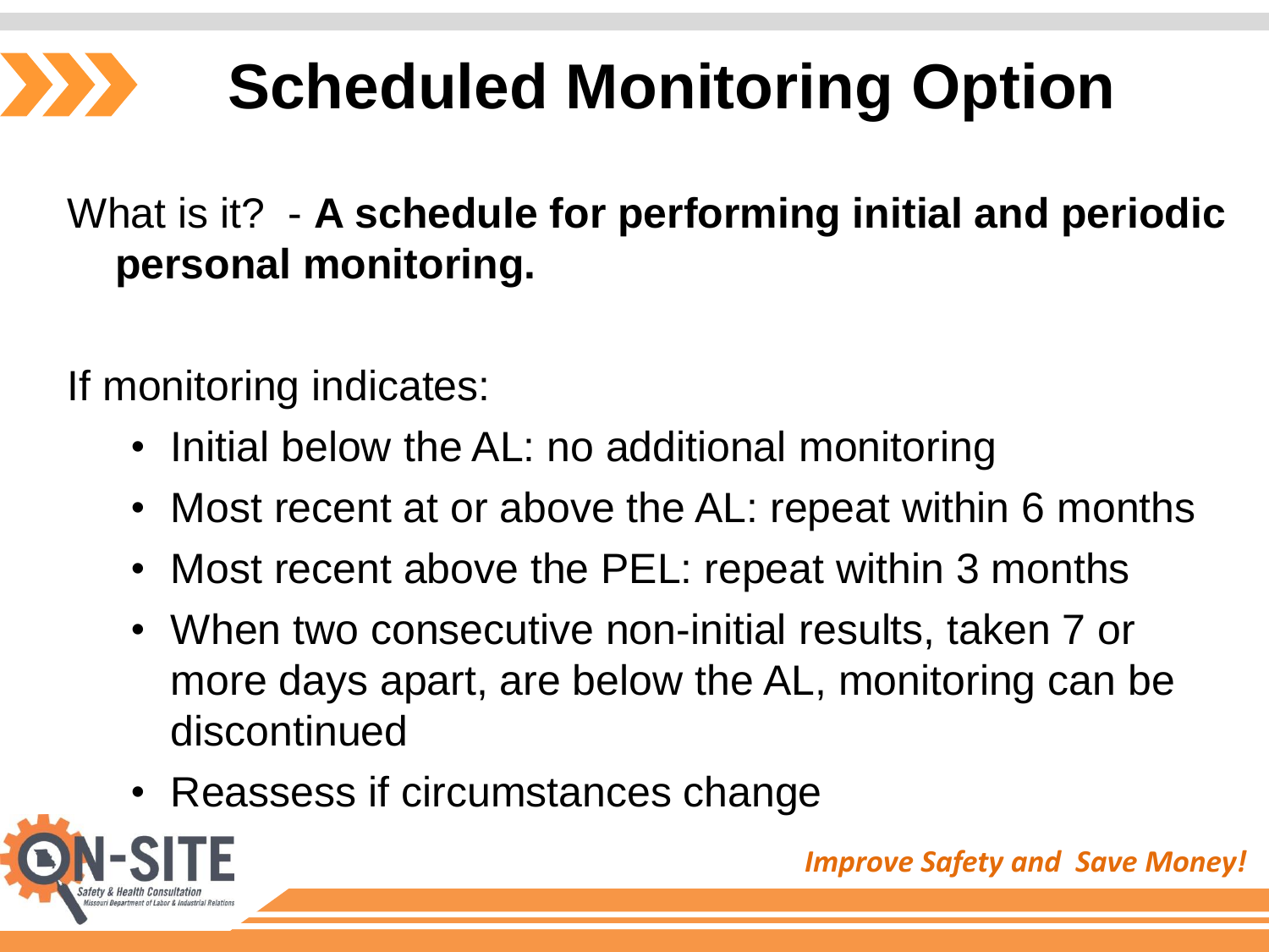# Scheduled Monitoring Option

What is it? - **A schedule for performing initial and periodic personal monitoring.**

If monitoring indicates:

- Initial below the AL: no additional monitoring
- Most recent at or above the AL: repeat within 6 months
- Most recent above the PEL: repeat within 3 months
- When two consecutive non-initial results, taken 7 or more days apart, are below the AL, monitoring can be discontinued
- Reassess if circumstances change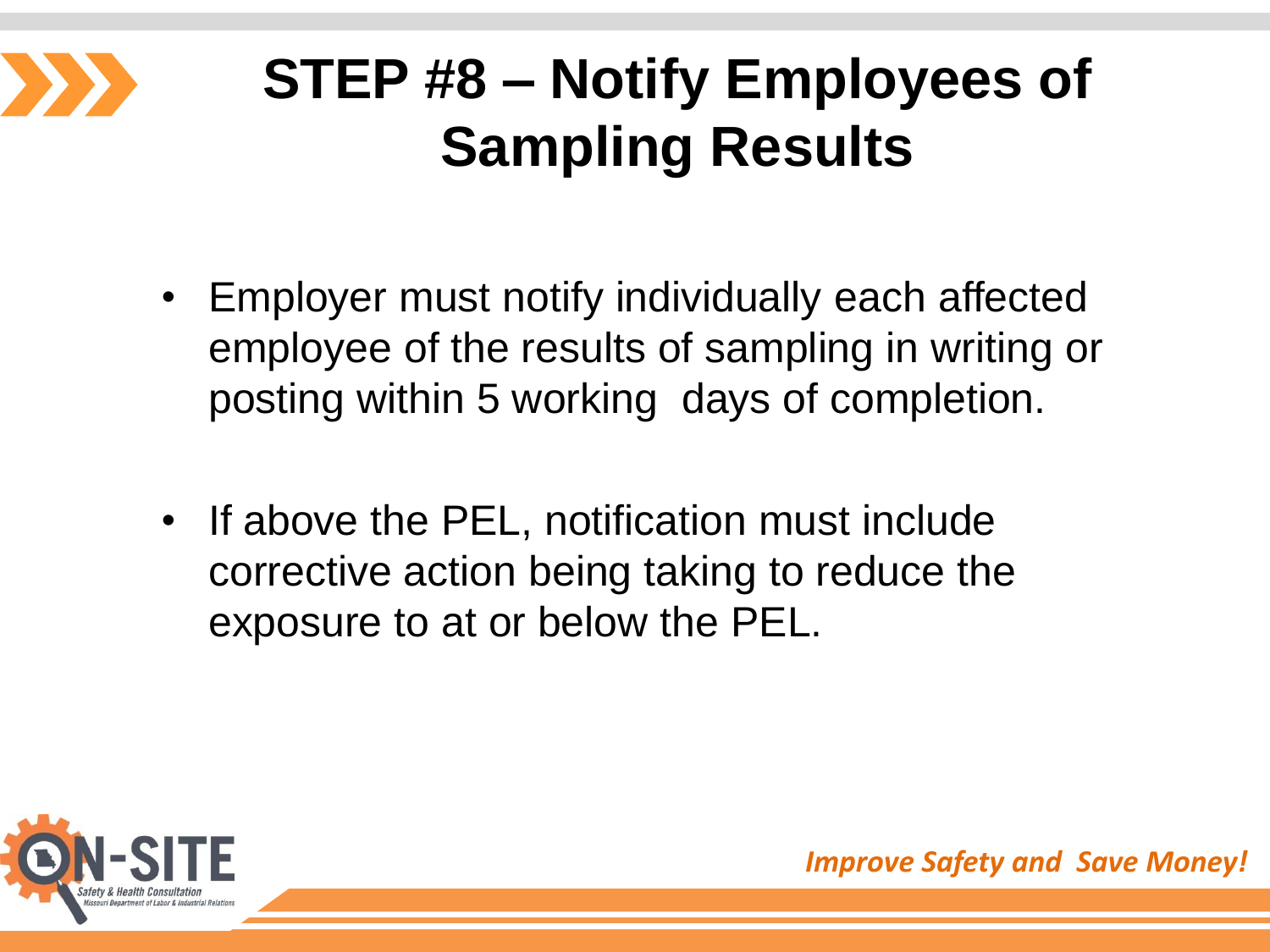# STEP #8 – Notify Employees of Sampling Results

- Employer must notify individually each affected employee of the results of sampling in writing or posting within 5 working days of completion.
- If above the PEL, notification must include corrective action being taking to reduce the exposure to at or below the PEL.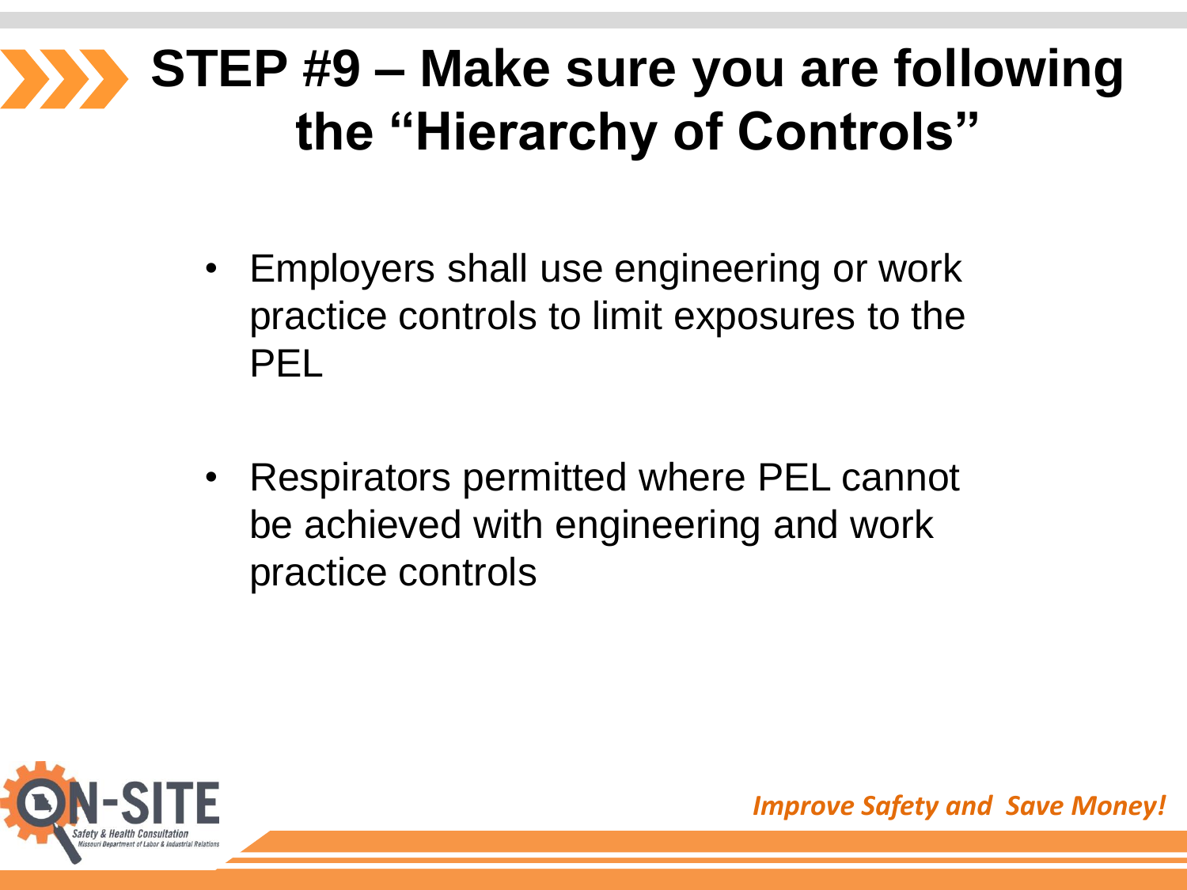# STEP #9 – Make sure you are following the "Hierarchy of Controls"

- Employers shall use engineering or work practice controls to limit exposures to the PEL
- Respirators permitted where PEL cannot be achieved with engineering and work practice controls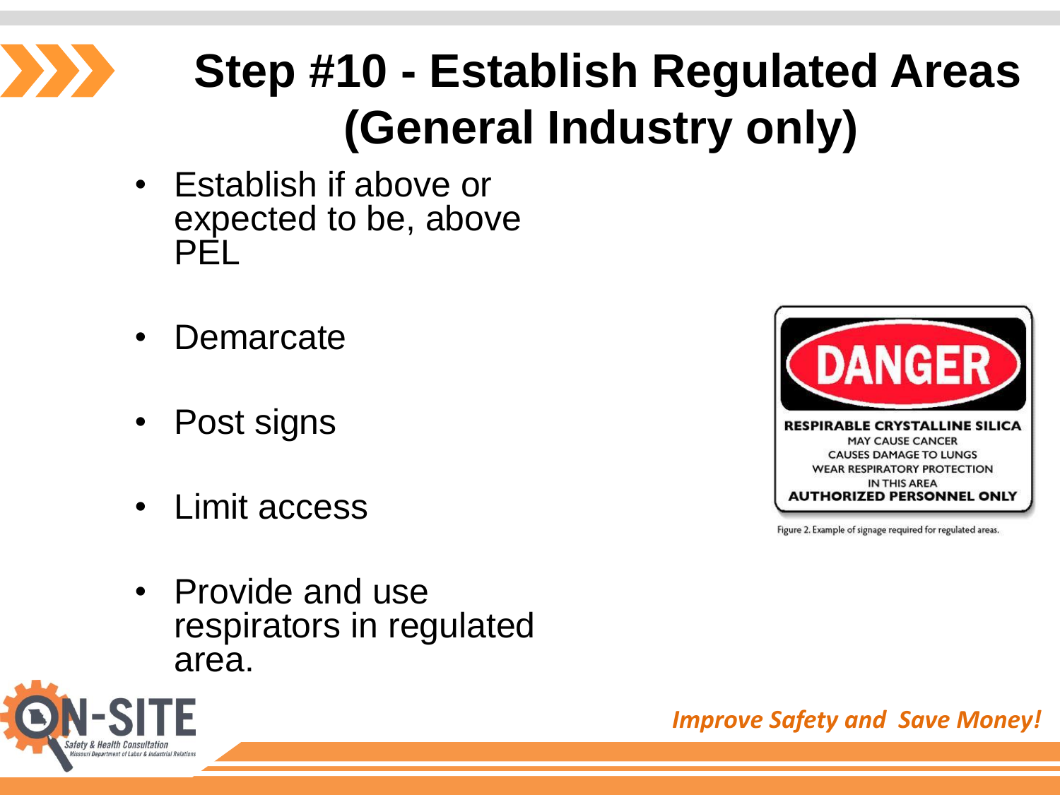# Step #10 - Establish Regulated Areas (General Industry only)

- Establish if above or expected to be, above PEL
- Demarcate
- Post signs
- Limit access
- Provide and use respirators in regulated area.

**DANGER**

**RESPIRABLE CRYSTALLINE SILICA**
MAY CAUSE CANCER
CAUSES DAMAGE TO LUNGS
WEAR RESPIRATORY PROTECTION
IN THIS AREA
**AUTHORIZED PERSONNEL ONLY**

Figure 2. Example of signage required for regulated areas.

*Improve Safety and Save Money!*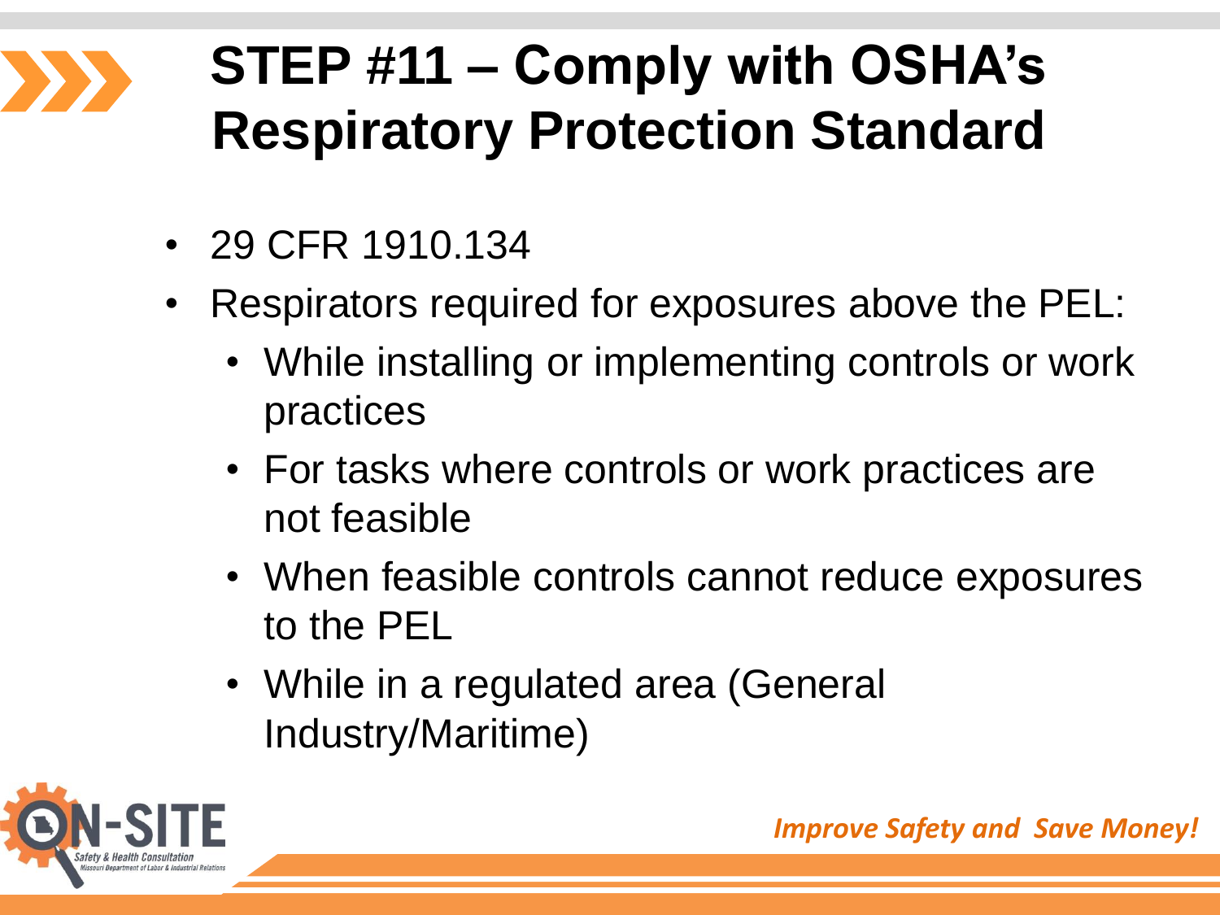# STEP #11 – Comply with OSHA's Respiratory Protection Standard

- 29 CFR 1910.134
- Respirators required for exposures above the PEL:
  - While installing or implementing controls or work practices
  - For tasks where controls or work practices are not feasible
  - When feasible controls cannot reduce exposures to the PEL
  - While in a regulated area (General Industry/Maritime)

ON-SITE Safety & Health Consultation
Missouri Department of Labor & Industrial Relations

*Improve Safety and Save Money!*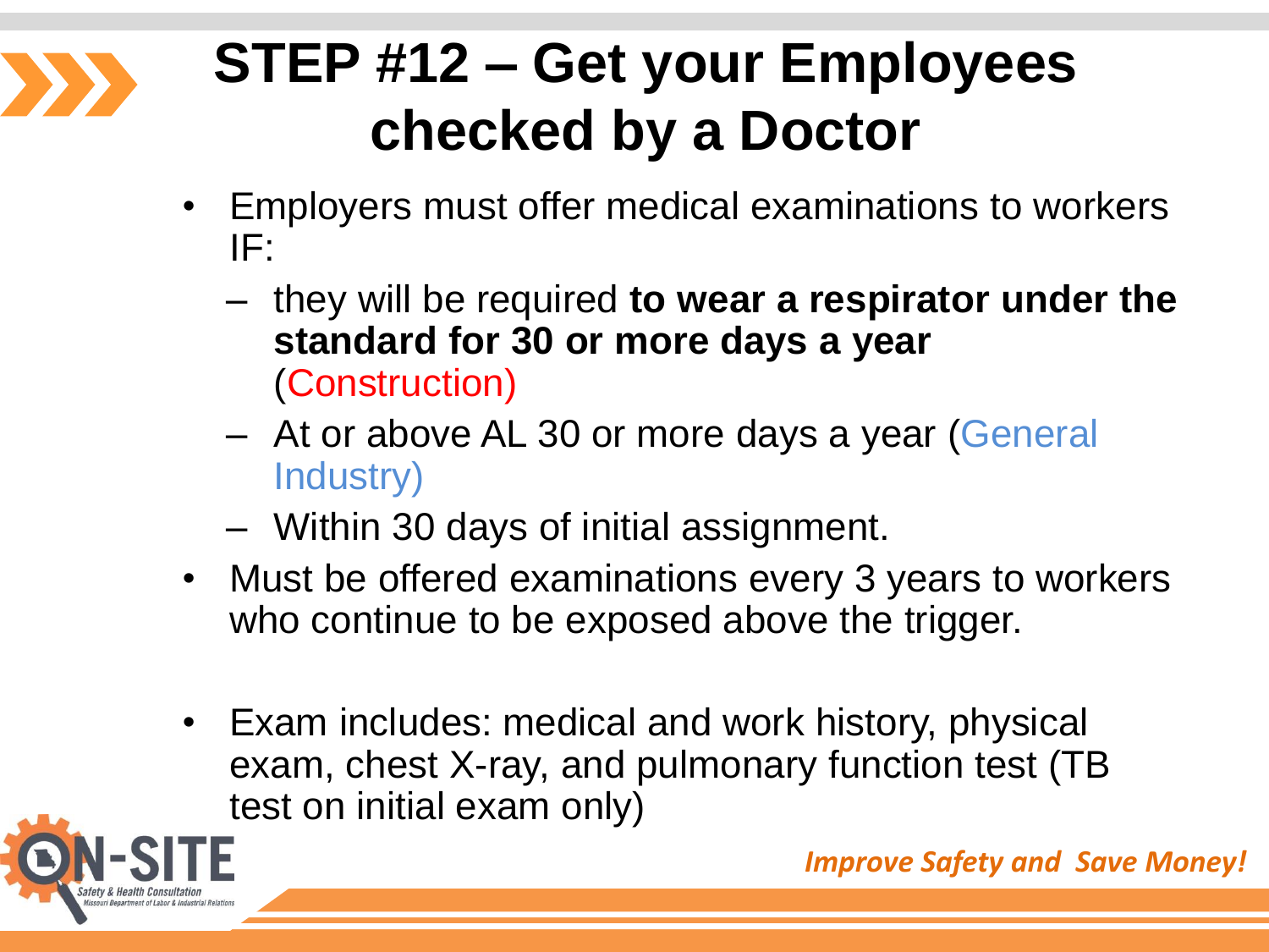# STEP #12 – Get your Employees checked by a Doctor

- Employers must offer medical examinations to workers IF:
  - they will be required **to wear a respirator under the standard for 30 or more days a year** (Construction)
  - At or above AL 30 or more days a year (General Industry)
  - Within 30 days of initial assignment.
- Must be offered examinations every 3 years to workers who continue to be exposed above the trigger.
- Exam includes: medical and work history, physical exam, chest X-ray, and pulmonary function test (TB test on initial exam only)

*Improve Safety and Save Money!*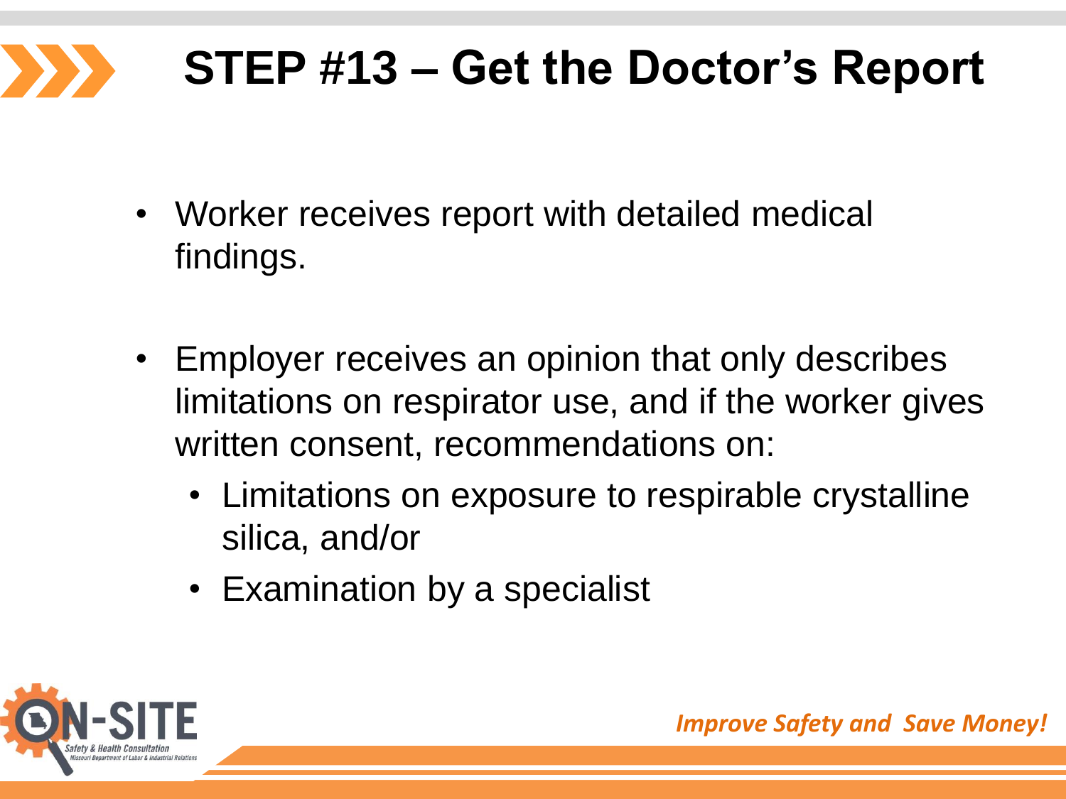# STEP #13 – Get the Doctor's Report

- Worker receives report with detailed medical findings.
- Employer receives an opinion that only describes limitations on respirator use, and if the worker gives written consent, recommendations on:
  - Limitations on exposure to respirable crystalline silica, and/or
  - Examination by a specialist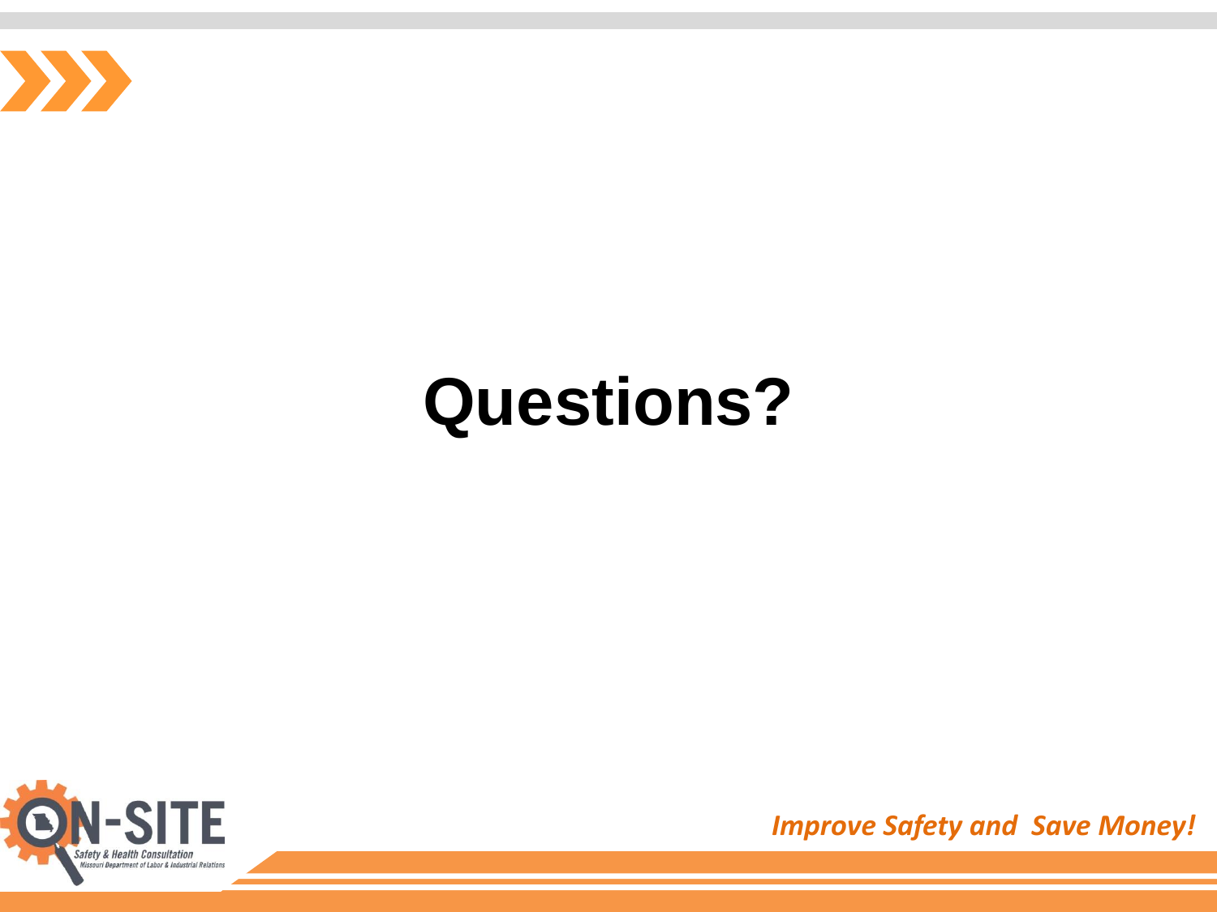# Questions?